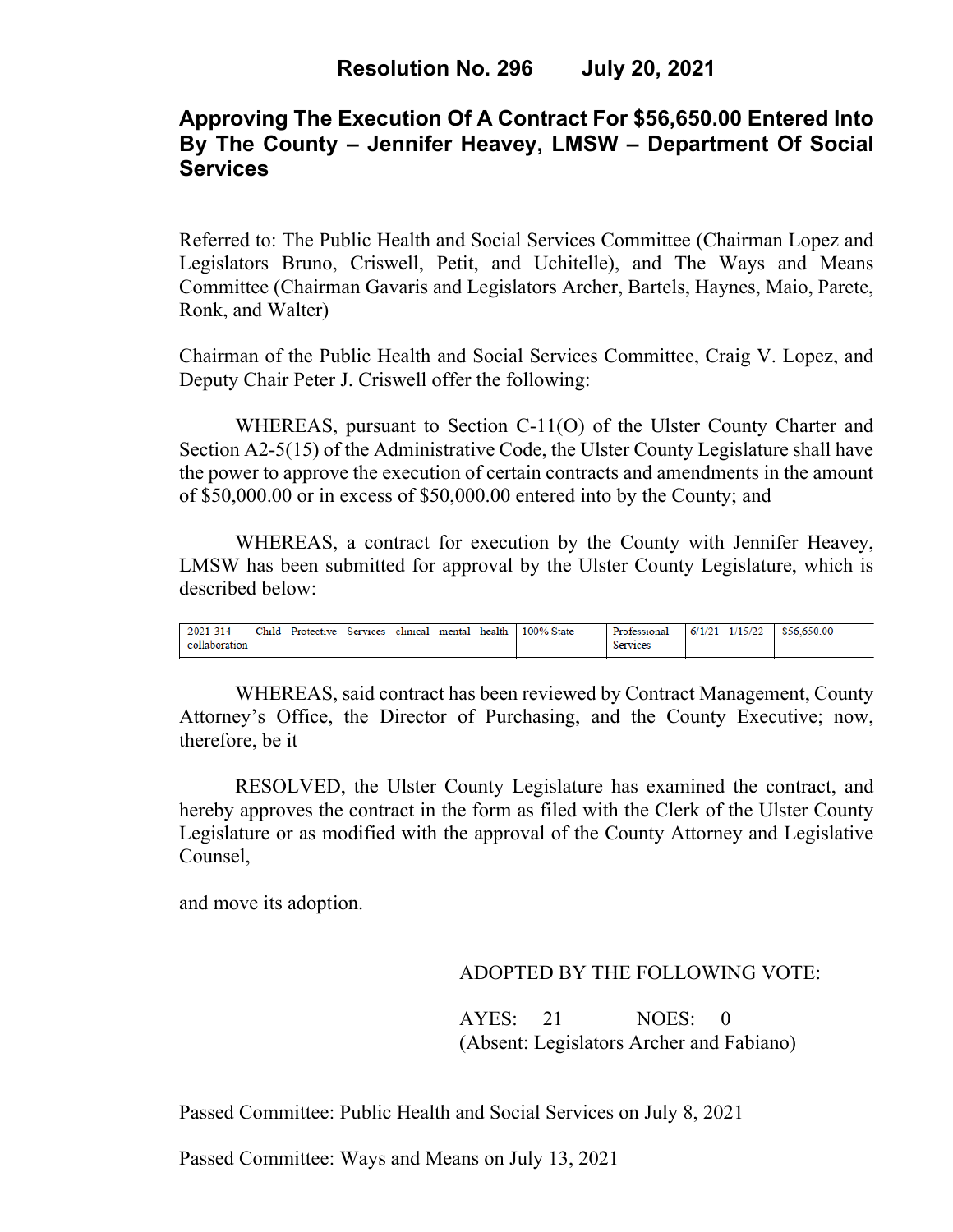# Resolution No. 296 July 20, 2021

## Approving The Execution Of A Contract For $56,650.00 Entered Into By The County – Jennifer Heavey, LMSW – Department Of Social Services

Referred to: The Public Health and Social Services Committee (Chairman Lopez and Legislators Bruno, Criswell, Petit, and Uchitelle), and The Ways and Means Committee (Chairman Gavaris and Legislators Archer, Bartels, Haynes, Maio, Parete, Ronk, and Walter)

Chairman of the Public Health and Social Services Committee, Craig V. Lopez, and Deputy Chair Peter J. Criswell offer the following:

WHEREAS, pursuant to Section C-11(O) of the Ulster County Charter and Section A2-5(15) of the Administrative Code, the Ulster County Legislature shall have the power to approve the execution of certain contracts and amendments in the amount of $50,000.00 or in excess of $50,000.00 entered into by the County; and

WHEREAS, a contract for execution by the County with Jennifer Heavey, LMSW has been submitted for approval by the Ulster County Legislature, which is described below:

| | | | | |
|---|---|---|---|---|
| 2021-314 - Child Protective Services clinical mental health collaboration | 100% State | Professional Services | 6/1/21 - 1/15/22 | $56,650.00 |

WHEREAS, said contract has been reviewed by Contract Management, County Attorney's Office, the Director of Purchasing, and the County Executive; now, therefore, be it

RESOLVED, the Ulster County Legislature has examined the contract, and hereby approves the contract in the form as filed with the Clerk of the Ulster County Legislature or as modified with the approval of the County Attorney and Legislative Counsel,

and move its adoption.

ADOPTED BY THE FOLLOWING VOTE:

AYES: 21 NOES: 0
(Absent: Legislators Archer and Fabiano)

Passed Committee: Public Health and Social Services on July 8, 2021

Passed Committee: Ways and Means on July 13, 2021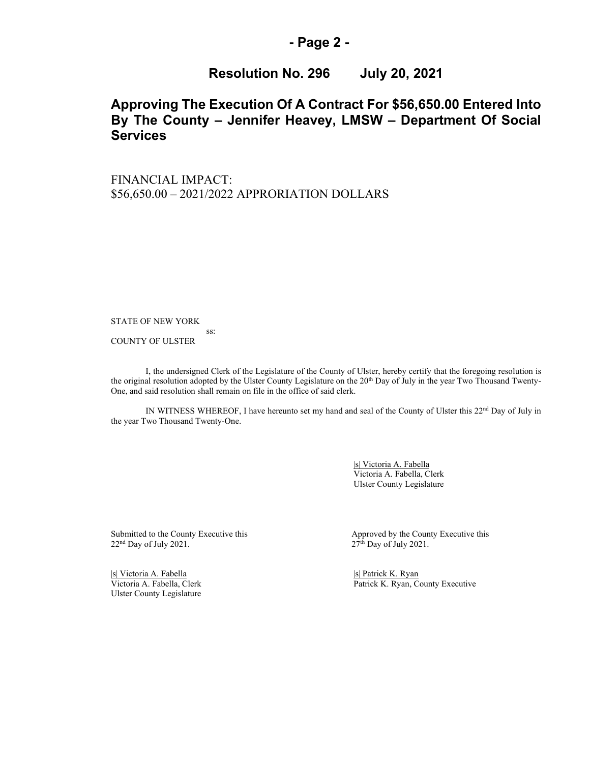## Resolution No. 296 July 20, 2021

## Approving The Execution Of A Contract For $56,650.00 Entered Into By The County – Jennifer Heavey, LMSW – Department Of Social Services

FINANCIAL IMPACT:
$56,650.00 – 2021/2022 APPRORIATION DOLLARS

STATE OF NEW YORK
ss:
COUNTY OF ULSTER

I, the undersigned Clerk of the Legislature of the County of Ulster, hereby certify that the foregoing resolution is the original resolution adopted by the Ulster County Legislature on the 20th Day of July in the year Two Thousand Twenty-One, and said resolution shall remain on file in the office of said clerk.

IN WITNESS WHEREOF, I have hereunto set my hand and seal of the County of Ulster this 22nd Day of July in the year Two Thousand Twenty-One.

|s| Victoria A. Fabella
Victoria A. Fabella, Clerk
Ulster County Legislature

Submitted to the County Executive this 22nd Day of July 2021.

|s| Victoria A. Fabella
Victoria A. Fabella, Clerk
Ulster County Legislature

Approved by the County Executive this 27th Day of July 2021.

|s| Patrick K. Ryan
Patrick K. Ryan, County Executive